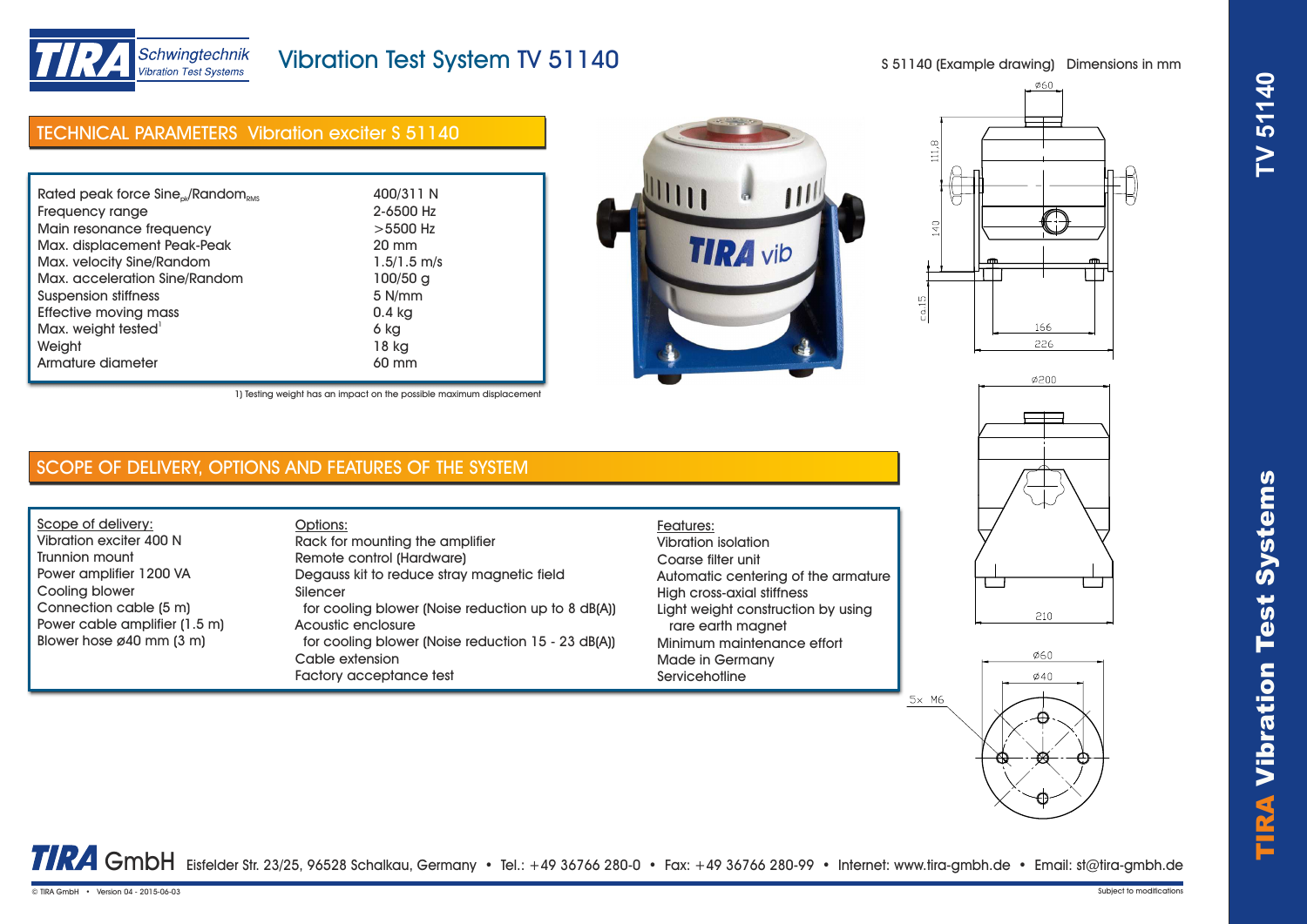# Vibration Test System TV 51140

## TECHNICAL PARAMETERS Vibration exciter S 51140

| Parameter | Value |
|---|---|
| Rated peak force $Sine_{pk}/Random_{RMS}$ | 400/311 N |
| Frequency range | 2-6500 Hz |
| Main resonance frequency | >5500 Hz |
| Max. displacement Peak-Peak | 20 mm |
| Max. velocity Sine/Random | 1.5/1.5 m/s |
| Max. acceleration Sine/Random | 100/50 g |
| Suspension stiffness | 5 N/mm |
| Effective moving mass | 0.4 kg |
| Max. weight tested[1] | 6 kg |
| Weight | 18 kg |
| Armature diameter | 60 mm |

1) Testing weight has an impact on the possible maximum displacement

S 51140 (Example drawing) Dimensions in mm

## SCOPE OF DELIVERY, OPTIONS AND FEATURES OF THE SYSTEM

**Scope of delivery:**
- Vibration exciter 400 N
- Trunnion mount
- Power amplifier 1200 VA
- Cooling blower
- Connection cable (5 m)
- Power cable amplifier (1.5 m)
- Blower hose ø40 mm (3 m)

**Options:**
- Rack for mounting the amplifier
- Remote control (Hardware)
- Degauss kit to reduce stray magnetic field
- Silencer
  for cooling blower (Noise reduction up to 8 dB(A))
- Acoustic enclosure
  for cooling blower (Noise reduction 15 - 23 dB(A))
- Cable extension
- Factory acceptance test

**Features:**
- Vibration isolation
- Coarse filter unit
- Automatic centering of the armature
- High cross-axial stiffness
- Light weight construction by using
  rare earth magnet
- Minimum maintenance effort
- Made in Germany
- Servicehotline

TIRA GmbH Eisfelder Str. 23/25, 96528 Schalkau, Germany • Tel.: +49 36766 280-0 • Fax: +49 36766 280-99 • Internet: www.tira-gmbh.de • Email: st@tira-gmbh.de

© TIRA GmbH • Version 04 - 2015-06-03

Subject to modifications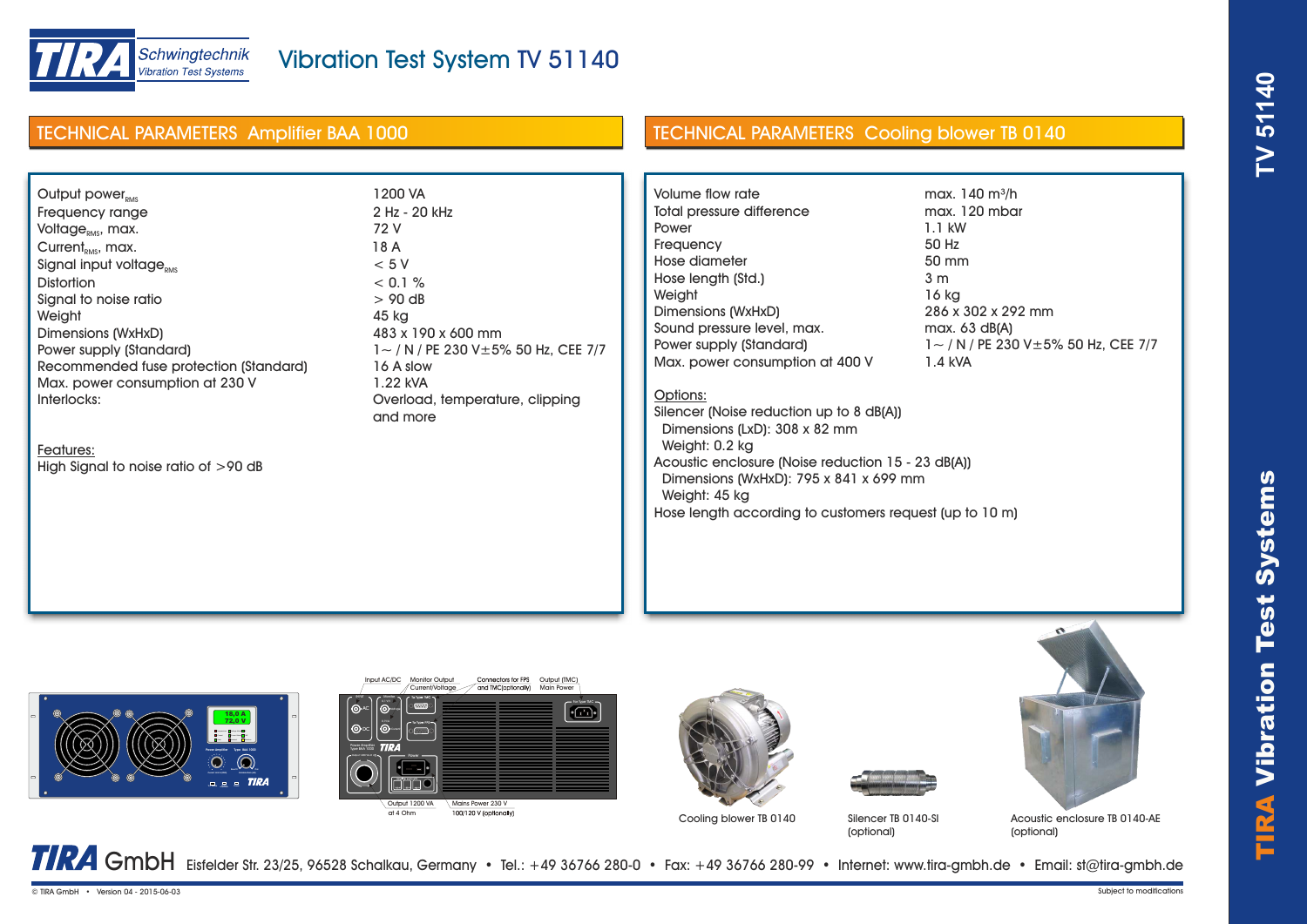# Vibration Test System TV 51140

## TECHNICAL PARAMETERS Amplifier BAA 1000

| | |
|---|---|
| Output power$_{RMS}$ | 1200 VA |
| Frequency range | 2 Hz - 20 kHz |
| Voltage$_{RMS}$, max. | 72 V |
| Current$_{RMS}$, max. | 18 A |
| Signal input voltage$_{RMS}$ | < 5 V |
| Distortion | < 0.1 % |
| Signal to noise ratio | > 90 dB |
| Weight | 45 kg |
| Dimensions (WxHxD) | 483 x 190 x 600 mm |
| Power supply (Standard) | 1~ / N / PE 230 V±5% 50 Hz, CEE 7/7 |
| Recommended fuse protection (Standard) | 16 A slow |
| Max. power consumption at 230 V | 1.22 kVA |
| Interlocks: | Overload, temperature, clipping and more |

Features:
High Signal to noise ratio of >90 dB

## TECHNICAL PARAMETERS Cooling blower TB 0140

| | |
|---|---|
| Volume flow rate | max. 140 m³/h |
| Total pressure difference | max. 120 mbar |
| Power | 1.1 kW |
| Frequency | 50 Hz |
| Hose diameter | 50 mm |
| Hose length (Std.) | 3 m |
| Weight | 16 kg |
| Dimensions (WxHxD) | 286 x 302 x 292 mm |
| Sound pressure level, max. | max. 63 dB(A) |
| Power supply (Standard) | 1~ / N / PE 230 V±5% 50 Hz, CEE 7/7 |
| Max. power consumption at 400 V | 1.4 kVA |

Options:
Silencer (Noise reduction up to 8 dB(A))
Dimensions (LxD): 308 x 82 mm
Weight: 0.2 kg
Acoustic enclosure (Noise reduction 15 - 23 dB(A))
Dimensions (WxHxD): 795 x 841 x 699 mm
Weight: 45 kg
Hose length according to customers request (up to 10 m)

Input AC/DC — Monitor Output Current/Voltage — Connectors for FPS and TMC(optionally) — Output (TMC) Main Power

Output 1200 VA at 4 Ohm — Mains Power 230 V 100/120 V (optionally)

Cooling blower TB 0140

Silencer TB 0140-SI (optional)

Acoustic enclosure TB 0140-AE (optional)

TIRA GmbH Eisfelder Str. 23/25, 96528 Schalkau, Germany • Tel.: +49 36766 280-0 • Fax: +49 36766 280-99 • Internet: www.tira-gmbh.de • Email: st@tira-gmbh.de

© TIRA GmbH • Version 04 - 2015-06-03 — Subject to modifications